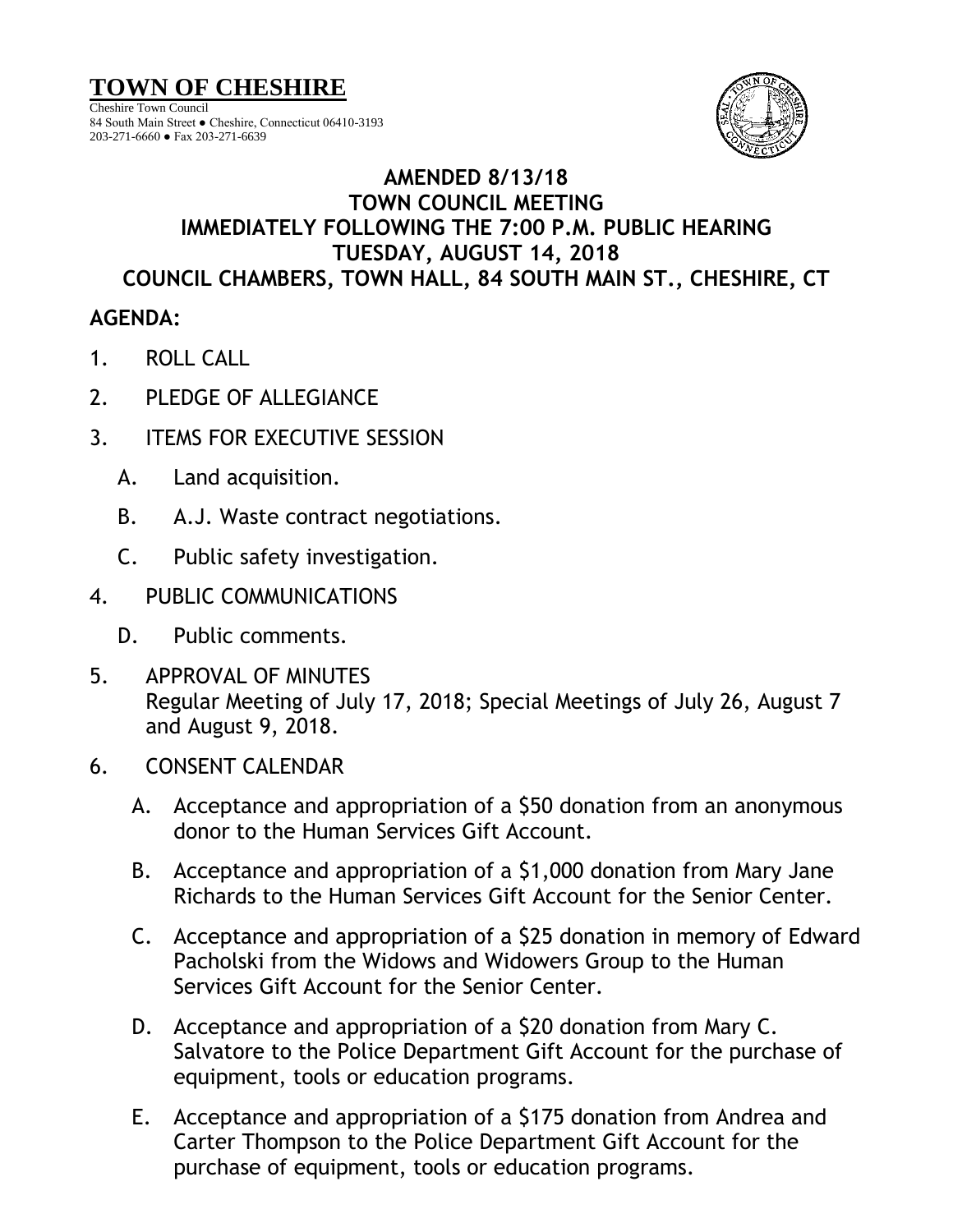# TOWN OF CHESHIRE

Cheshire Town Council
84 South Main Street ● Cheshire, Connecticut 06410-3193
203-271-6660 ● Fax 203-271-6639

**AMENDED 8/13/18**
**TOWN COUNCIL MEETING**
**IMMEDIATELY FOLLOWING THE 7:00 P.M. PUBLIC HEARING**
**TUESDAY, AUGUST 14, 2018**
**COUNCIL CHAMBERS, TOWN HALL, 84 SOUTH MAIN ST., CHESHIRE, CT**

**AGENDA:**

1. ROLL CALL

2. PLEDGE OF ALLEGIANCE

3. ITEMS FOR EXECUTIVE SESSION

   A. Land acquisition.

   B. A.J. Waste contract negotiations.

   C. Public safety investigation.

4. PUBLIC COMMUNICATIONS

   D. Public comments.

5. APPROVAL OF MINUTES
   Regular Meeting of July 17, 2018; Special Meetings of July 26, August 7 and August 9, 2018.

6. CONSENT CALENDAR

   A. Acceptance and appropriation of a $50 donation from an anonymous donor to the Human Services Gift Account.

   B. Acceptance and appropriation of a $1,000 donation from Mary Jane Richards to the Human Services Gift Account for the Senior Center.

   C. Acceptance and appropriation of a $25 donation in memory of Edward Pacholski from the Widows and Widowers Group to the Human Services Gift Account for the Senior Center.

   D. Acceptance and appropriation of a $20 donation from Mary C. Salvatore to the Police Department Gift Account for the purchase of equipment, tools or education programs.

   E. Acceptance and appropriation of a $175 donation from Andrea and Carter Thompson to the Police Department Gift Account for the purchase of equipment, tools or education programs.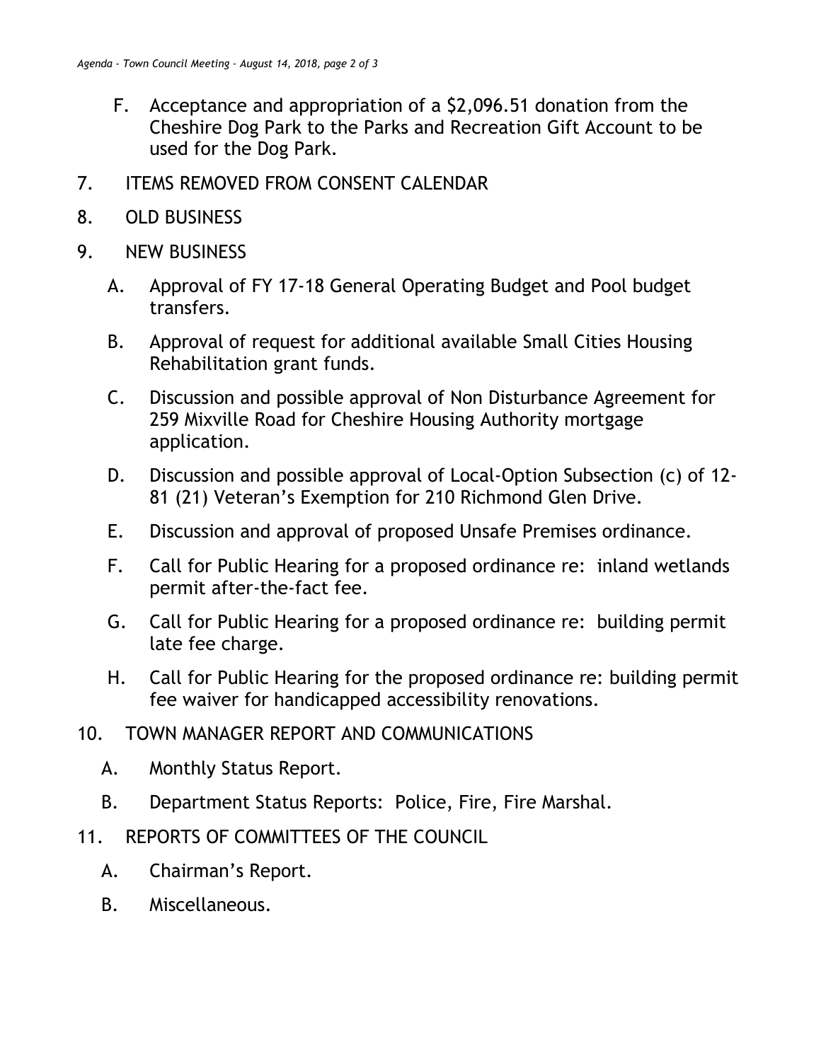F. Acceptance and appropriation of a $2,096.51 donation from the Cheshire Dog Park to the Parks and Recreation Gift Account to be used for the Dog Park.

7. ITEMS REMOVED FROM CONSENT CALENDAR

8. OLD BUSINESS

9. NEW BUSINESS

   A. Approval of FY 17-18 General Operating Budget and Pool budget transfers.

   B. Approval of request for additional available Small Cities Housing Rehabilitation grant funds.

   C. Discussion and possible approval of Non Disturbance Agreement for 259 Mixville Road for Cheshire Housing Authority mortgage application.

   D. Discussion and possible approval of Local-Option Subsection (c) of 12-81 (21) Veteran's Exemption for 210 Richmond Glen Drive.

   E. Discussion and approval of proposed Unsafe Premises ordinance.

   F. Call for Public Hearing for a proposed ordinance re: inland wetlands permit after-the-fact fee.

   G. Call for Public Hearing for a proposed ordinance re: building permit late fee charge.

   H. Call for Public Hearing for the proposed ordinance re: building permit fee waiver for handicapped accessibility renovations.

10. TOWN MANAGER REPORT AND COMMUNICATIONS

    A. Monthly Status Report.

    B. Department Status Reports: Police, Fire, Fire Marshal.

11. REPORTS OF COMMITTEES OF THE COUNCIL

    A. Chairman's Report.

    B. Miscellaneous.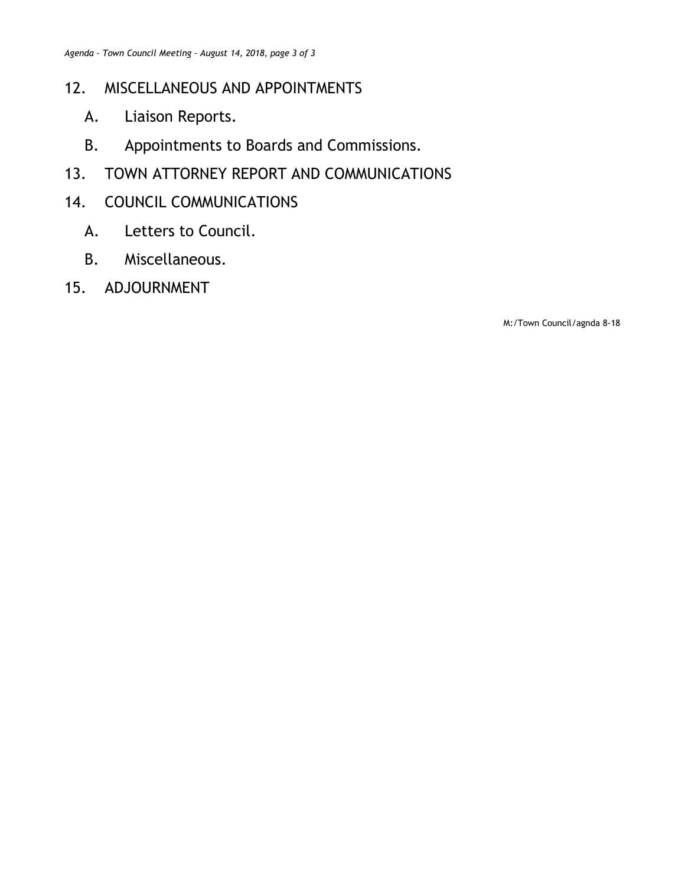12. MISCELLANEOUS AND APPOINTMENTS

    A. Liaison Reports.

    B. Appointments to Boards and Commissions.

13. TOWN ATTORNEY REPORT AND COMMUNICATIONS

14. COUNCIL COMMUNICATIONS

    A. Letters to Council.

    B. Miscellaneous.

15. ADJOURNMENT

M:/Town Council/agnda 8-18